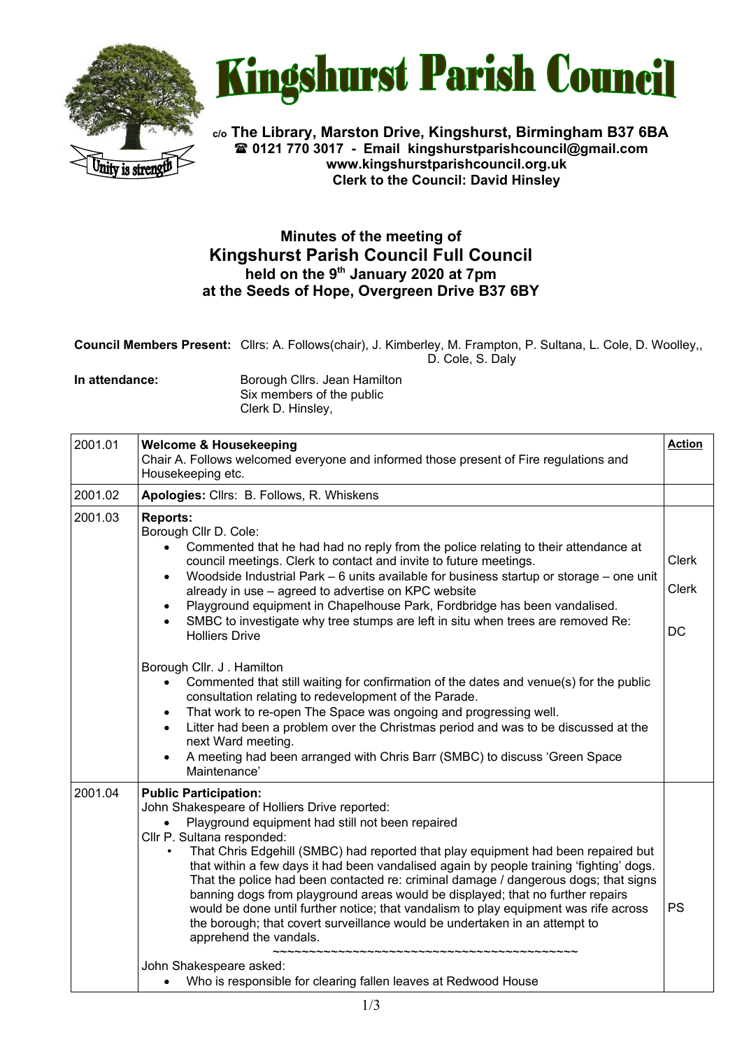# Kingshurst Parish Council

**c/o The Library, Marston Drive, Kingshurst, Birmingham B37 6BA**
**☎ 0121 770 3017 - Email kingshurstparishcouncil@gmail.com**
**www.kingshurstparishcouncil.org.uk**
**Clerk to the Council: David Hinsley**

## Minutes of the meeting of Kingshurst Parish Council Full Council held on the 9th January 2020 at 7pm at the Seeds of Hope, Overgreen Drive B37 6BY

**Council Members Present:** Cllrs: A. Follows(chair), J. Kimberley, M. Frampton, P. Sultana, L. Cole, D. Woolley,, D. Cole, S. Daly

**In attendance:** Borough Cllrs. Jean Hamilton
Six members of the public
Clerk D. Hinsley,

| | | **Action** |
|---|---|---|
| 2001.01 | **Welcome & Housekeeping**<br>Chair A. Follows welcomed everyone and informed those present of Fire regulations and Housekeeping etc. | |
| 2001.02 | **Apologies:** Cllrs: B. Follows, R. Whiskens | |
| 2001.03 | **Reports:**<br>Borough Cllr D. Cole:<br>• Commented that he had had no reply from the police relating to their attendance at council meetings. Clerk to contact and invite to future meetings.<br>• Woodside Industrial Park – 6 units available for business startup or storage – one unit already in use – agreed to advertise on KPC website<br>• Playground equipment in Chapelhouse Park, Fordbridge has been vandalised.<br>• SMBC to investigate why tree stumps are left in situ when trees are removed Re: Holliers Drive<br><br>Borough Cllr. J . Hamilton<br>• Commented that still waiting for confirmation of the dates and venue(s) for the public consultation relating to redevelopment of the Parade.<br>• That work to re-open The Space was ongoing and progressing well.<br>• Litter had been a problem over the Christmas period and was to be discussed at the next Ward meeting.<br>• A meeting had been arranged with Chris Barr (SMBC) to discuss 'Green Space Maintenance' | Clerk<br><br>Clerk<br><br>DC |
| 2001.04 | **Public Participation:**<br>John Shakespeare of Holliers Drive reported:<br>• Playground equipment had still not been repaired<br>Cllr P. Sultana responded:<br>• That Chris Edgehill (SMBC) had reported that play equipment had been repaired but that within a few days it had been vandalised again by people training 'fighting' dogs. That the police had been contacted re: criminal damage / dangerous dogs; that signs banning dogs from playground areas would be displayed; that no further repairs would be done until further notice; that vandalism to play equipment was rife across the borough; that covert surveillance would be undertaken in an attempt to apprehend the vandals.<br>~~~~~~~~~~~~~~~~~~~~~~~~~~~~~~~~~~~~~~~~~~~<br>John Shakespeare asked:<br>• Who is responsible for clearing fallen leaves at Redwood House | PS |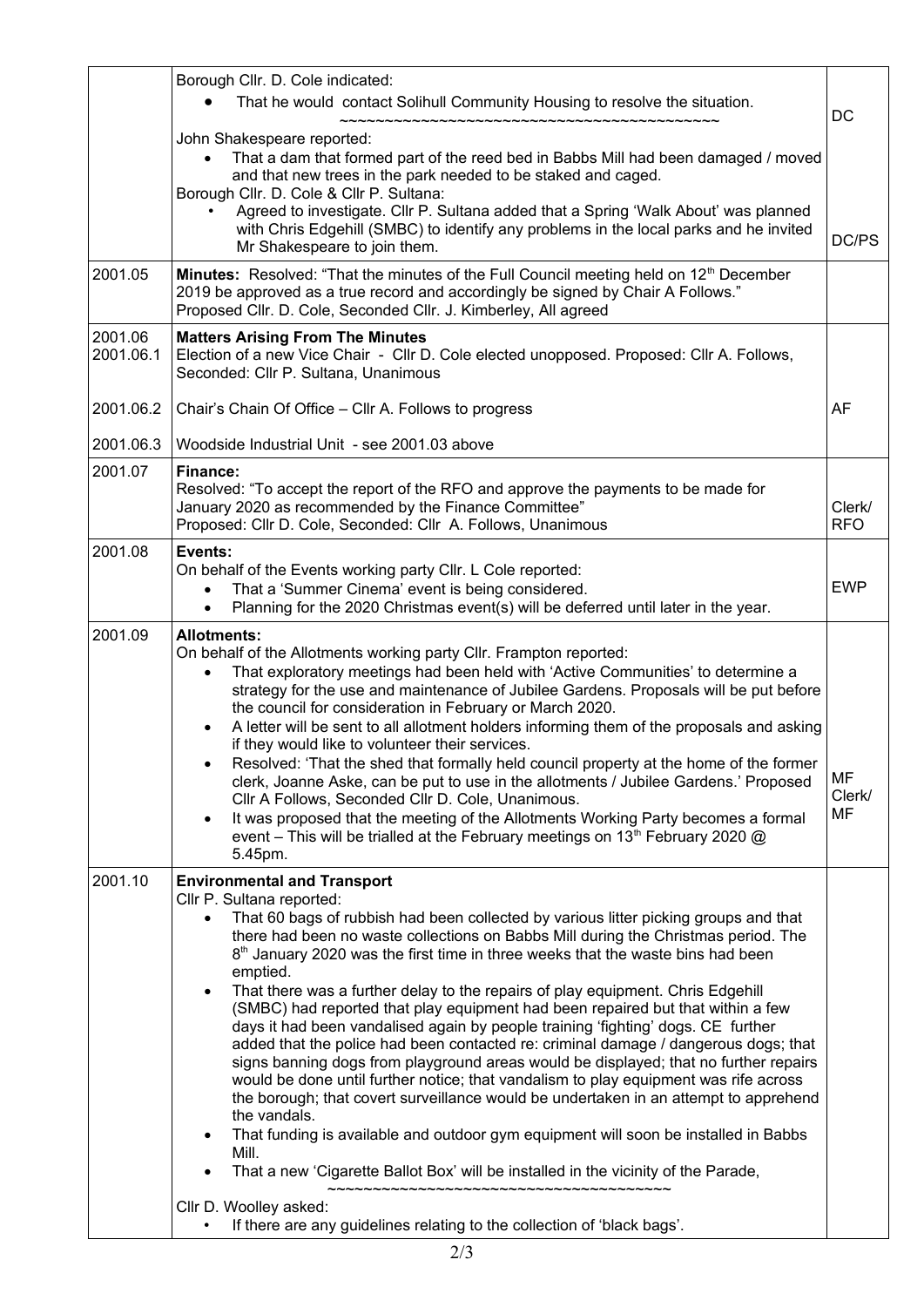| | | |
|---|---|---|
| | Borough Cllr. D. Cole indicated:<br>• That he would contact Solihull Community Housing to resolve the situation.<br>~~~~~~~~~~~~~~~~~~~~~~~~~~~~~~~~~~~~~~~~~~~~<br>John Shakespeare reported:<br>• That a dam that formed part of the reed bed in Babbs Mill had been damaged / moved and that new trees in the park needed to be staked and caged.<br>Borough Cllr. D. Cole & Cllr P. Sultana:<br>• Agreed to investigate. Cllr P. Sultana added that a Spring 'Walk About' was planned with Chris Edgehill (SMBC) to identify any problems in the local parks and he invited Mr Shakespeare to join them. | DC<br><br>DC/PS |
| 2001.05 | **Minutes:** Resolved: "That the minutes of the Full Council meeting held on 12th December 2019 be approved as a true record and accordingly be signed by Chair A Follows."<br>Proposed Cllr. D. Cole, Seconded Cllr. J. Kimberley, All agreed | |
| 2001.06<br>2001.06.1 | **Matters Arising From The Minutes**<br>Election of a new Vice Chair - Cllr D. Cole elected unopposed. Proposed: Cllr A. Follows, Seconded: Cllr P. Sultana, Unanimous | |
| 2001.06.2 | Chair's Chain Of Office – Cllr A. Follows to progress | AF |
| 2001.06.3 | Woodside Industrial Unit - see 2001.03 above | |
| 2001.07 | **Finance:**<br>Resolved: "To accept the report of the RFO and approve the payments to be made for January 2020 as recommended by the Finance Committee"<br>Proposed: Cllr D. Cole, Seconded: Cllr A. Follows, Unanimous | Clerk/<br>RFO |
| 2001.08 | **Events:**<br>On behalf of the Events working party Cllr. L Cole reported:<br>• That a 'Summer Cinema' event is being considered.<br>• Planning for the 2020 Christmas event(s) will be deferred until later in the year. | EWP |
| 2001.09 | **Allotments:**<br>On behalf of the Allotments working party Cllr. Frampton reported:<br>• That exploratory meetings had been held with 'Active Communities' to determine a strategy for the use and maintenance of Jubilee Gardens. Proposals will be put before the council for consideration in February or March 2020.<br>• A letter will be sent to all allotment holders informing them of the proposals and asking if they would like to volunteer their services.<br>• Resolved: 'That the shed that formally held council property at the home of the former clerk, Joanne Aske, can be put to use in the allotments / Jubilee Gardens.' Proposed Cllr A Follows, Seconded Cllr D. Cole, Unanimous.<br>• It was proposed that the meeting of the Allotments Working Party becomes a formal event – This will be trialled at the February meetings on 13th February 2020 @ 5.45pm. | MF<br>Clerk/<br>MF |
| 2001.10 | **Environmental and Transport**<br>Cllr P. Sultana reported:<br>• That 60 bags of rubbish had been collected by various litter picking groups and that there had been no waste collections on Babbs Mill during the Christmas period. The 8th January 2020 was the first time in three weeks that the waste bins had been emptied.<br>• That there was a further delay to the repairs of play equipment. Chris Edgehill (SMBC) had reported that play equipment had been repaired but that within a few days it had been vandalised again by people training 'fighting' dogs. CE further added that the police had been contacted re: criminal damage / dangerous dogs; that signs banning dogs from playground areas would be displayed; that no further repairs would be done until further notice; that vandalism to play equipment was rife across the borough; that covert surveillance would be undertaken in an attempt to apprehend the vandals.<br>• That funding is available and outdoor gym equipment will soon be installed in Babbs Mill.<br>• That a new 'Cigarette Ballot Box' will be installed in the vicinity of the Parade,<br>~~~~~~~~~~~~~~~~~~~~~~~~~~~~~~~~~~~~~~<br>Cllr D. Woolley asked:<br>• If there are any guidelines relating to the collection of 'black bags'. | |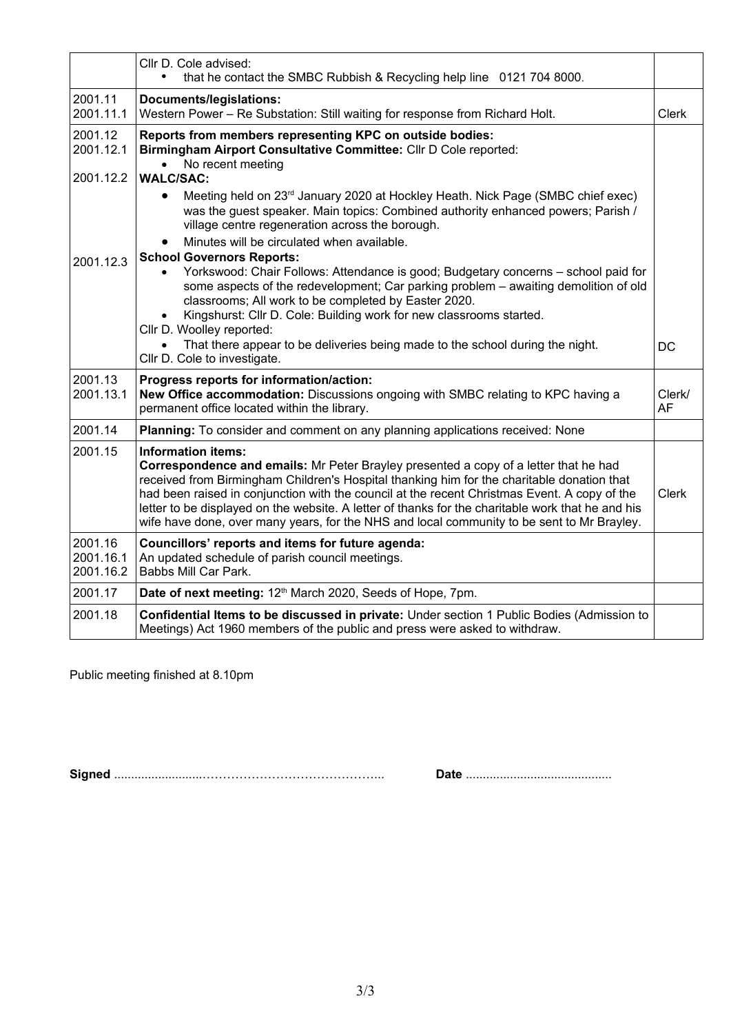| | | |
|---|---|---|
| | Cllr D. Cole advised:<br>• that he contact the SMBC Rubbish & Recycling help line 0121 704 8000. | |
| 2001.11<br>2001.11.1 | **Documents/legislations:**<br>Western Power – Re Substation: Still waiting for response from Richard Holt. | Clerk |
| 2001.12<br>2001.12.1<br><br>2001.12.2<br><br><br><br><br>2001.12.3 | **Reports from members representing KPC on outside bodies:**<br>**Birmingham Airport Consultative Committee:** Cllr D Cole reported:<br>• No recent meeting<br>**WALC/SAC:**<br>• Meeting held on 23rd January 2020 at Hockley Heath. Nick Page (SMBC chief exec) was the guest speaker. Main topics: Combined authority enhanced powers; Parish / village centre regeneration across the borough.<br>• Minutes will be circulated when available.<br>**School Governors Reports:**<br>• Yorkswood: Chair Follows: Attendance is good; Budgetary concerns – school paid for some aspects of the redevelopment; Car parking problem – awaiting demolition of old classrooms; All work to be completed by Easter 2020.<br>• Kingshurst: Cllr D. Cole: Building work for new classrooms started.<br>Cllr D. Woolley reported:<br>• That there appear to be deliveries being made to the school during the night.<br>Cllr D. Cole to investigate. | <br><br><br><br><br><br><br><br><br><br><br><br>DC |
| 2001.13<br>2001.13.1 | **Progress reports for information/action:**<br>**New Office accommodation:** Discussions ongoing with SMBC relating to KPC having a permanent office located within the library. | Clerk/ AF |
| 2001.14 | **Planning:** To consider and comment on any planning applications received: None | |
| 2001.15 | **Information items:**<br>**Correspondence and emails:** Mr Peter Brayley presented a copy of a letter that he had received from Birmingham Children's Hospital thanking him for the charitable donation that had been raised in conjunction with the council at the recent Christmas Event. A copy of the letter to be displayed on the website. A letter of thanks for the charitable work that he and his wife have done, over many years, for the NHS and local community to be sent to Mr Brayley. | Clerk |
| 2001.16<br>2001.16.1<br>2001.16.2 | **Councillors' reports and items for future agenda:**<br>An updated schedule of parish council meetings.<br>Babbs Mill Car Park. | |
| 2001.17 | **Date of next meeting:** 12th March 2020, Seeds of Hope, 7pm. | |
| 2001.18 | **Confidential Items to be discussed in private:** Under section 1 Public Bodies (Admission to Meetings) Act 1960 members of the public and press were asked to withdraw. | |

Public meeting finished at 8.10pm

**Signed** .......................................................................... **Date** ..........................................